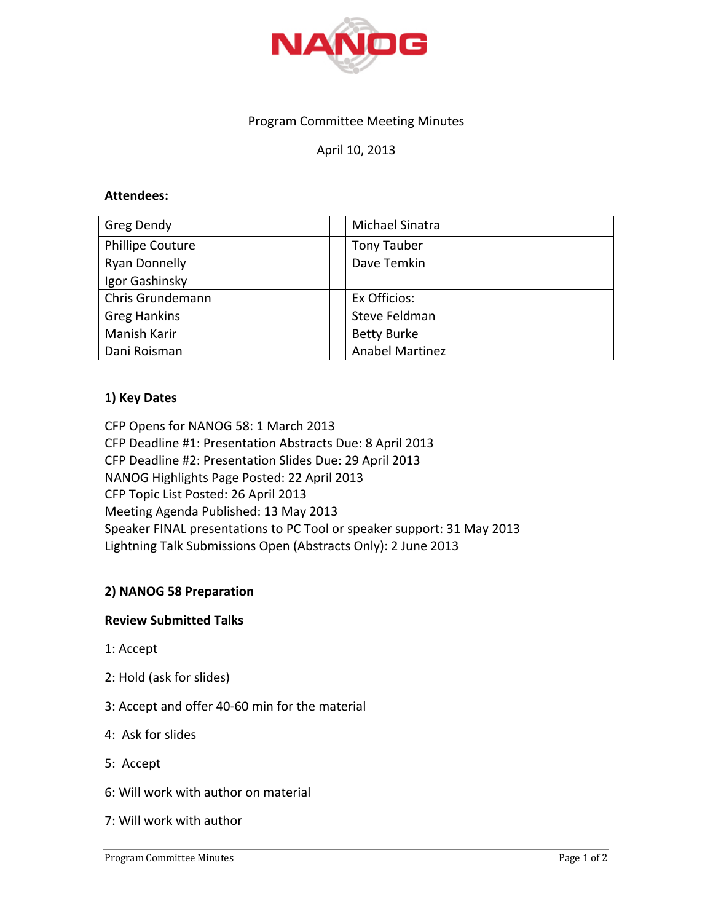NANOG

Program Committee Meeting Minutes

April 10, 2013

**Attendees:**

| | | |
|---|---|---|
| Greg Dendy | | Michael Sinatra |
| Phillipe Couture | | Tony Tauber |
| Ryan Donnelly | | Dave Temkin |
| Igor Gashinsky | | |
| Chris Grundemann | | Ex Officios: |
| Greg Hankins | | Steve Feldman |
| Manish Karir | | Betty Burke |
| Dani Roisman | | Anabel Martinez |

### 1) Key Dates

CFP Opens for NANOG 58: 1 March 2013
CFP Deadline #1: Presentation Abstracts Due: 8 April 2013
CFP Deadline #2: Presentation Slides Due: 29 April 2013
NANOG Highlights Page Posted: 22 April 2013
CFP Topic List Posted: 26 April 2013
Meeting Agenda Published: 13 May 2013
Speaker FINAL presentations to PC Tool or speaker support: 31 May 2013
Lightning Talk Submissions Open (Abstracts Only): 2 June 2013

### 2) NANOG 58 Preparation

**Review Submitted Talks**

1: Accept

2: Hold (ask for slides)

3: Accept and offer 40-60 min for the material

4: Ask for slides

5: Accept

6: Will work with author on material

7: Will work with author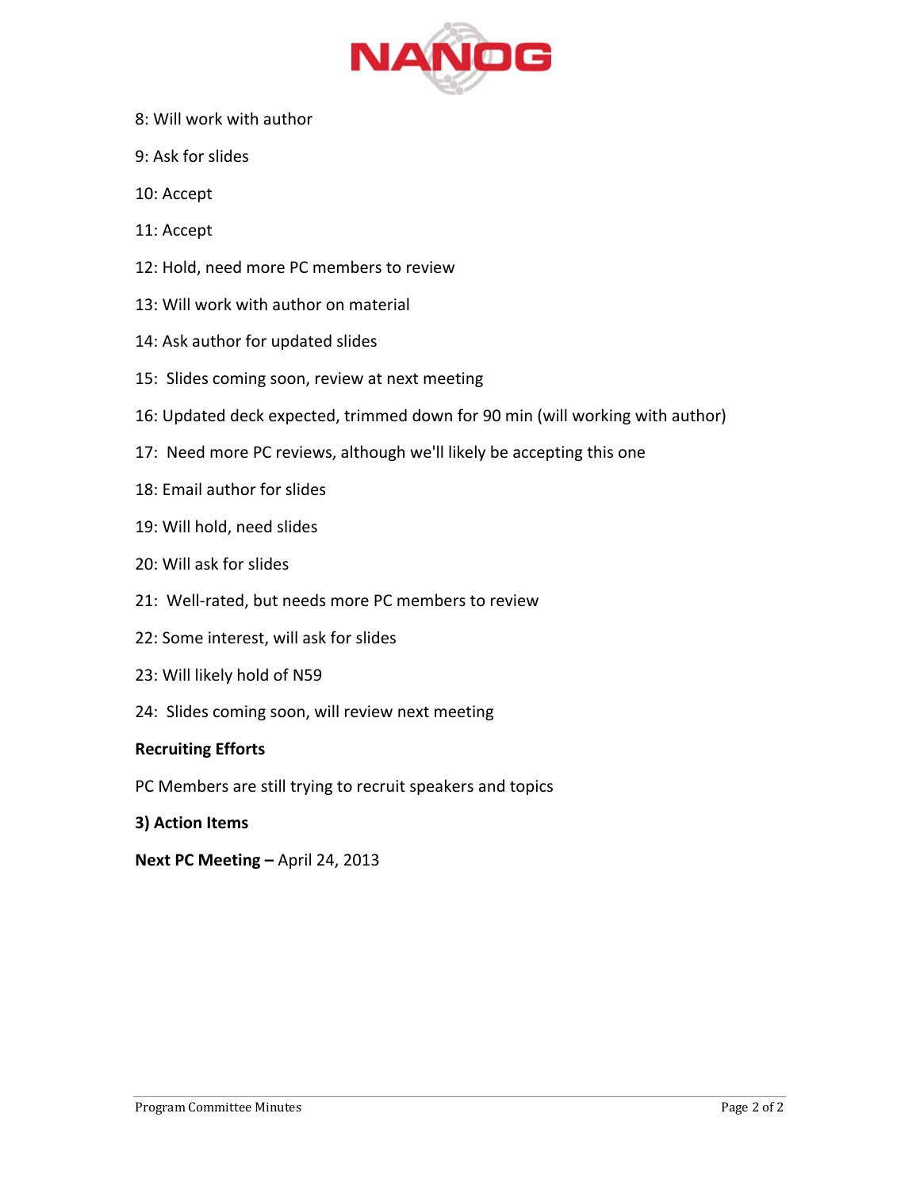8: Will work with author

9: Ask for slides

10: Accept

11: Accept

12: Hold, need more PC members to review

13: Will work with author on material

14: Ask author for updated slides

15: Slides coming soon, review at next meeting

16: Updated deck expected, trimmed down for 90 min (will working with author)

17: Need more PC reviews, although we'll likely be accepting this one

18: Email author for slides

19: Will hold, need slides

20: Will ask for slides

21: Well-rated, but needs more PC members to review

22: Some interest, will ask for slides

23: Will likely hold of N59

24: Slides coming soon, will review next meeting

**Recruiting Efforts**

PC Members are still trying to recruit speakers and topics

**3) Action Items**

**Next PC Meeting –** April 24, 2013